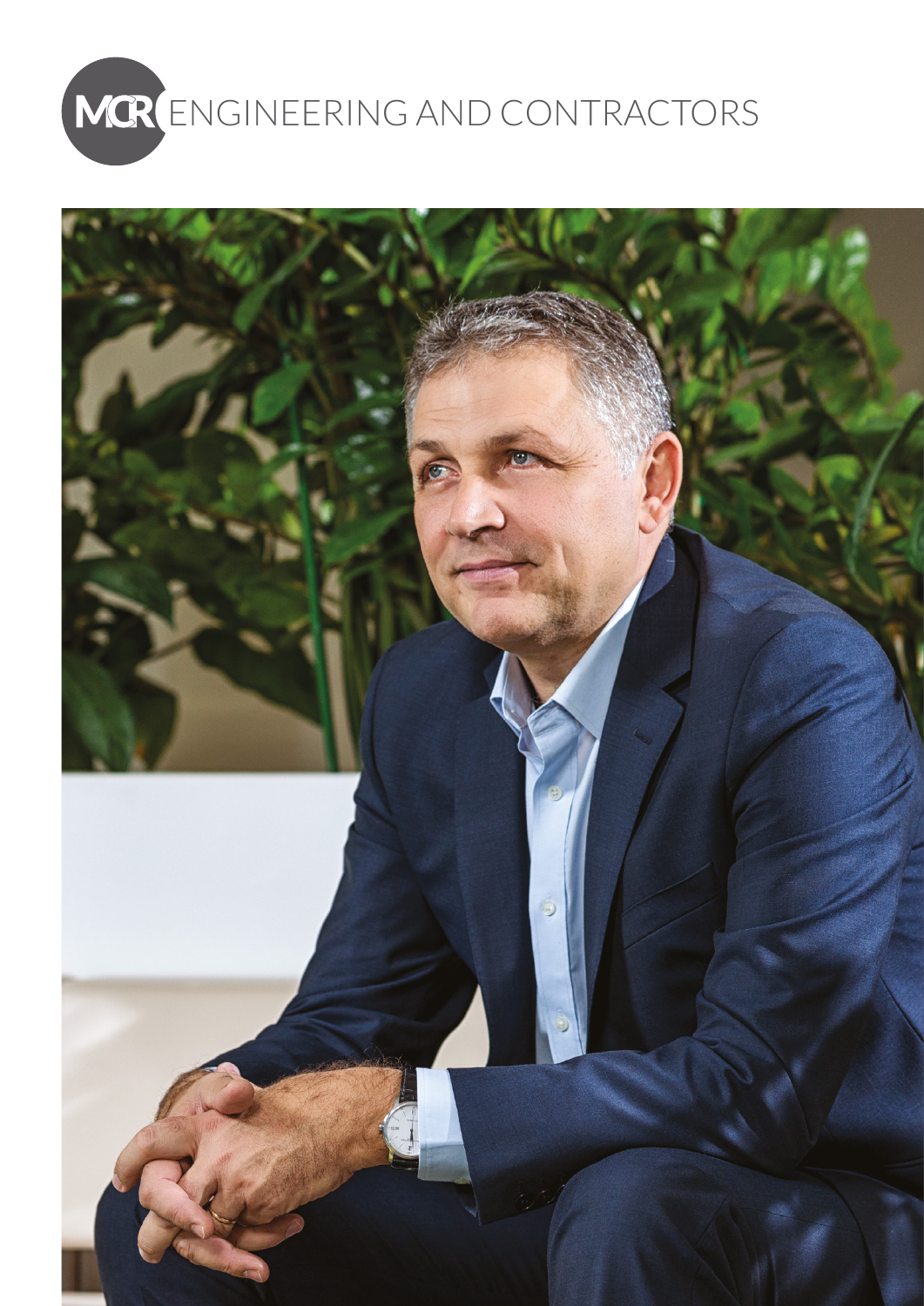MCR ENGINEERING AND CONTRACTORS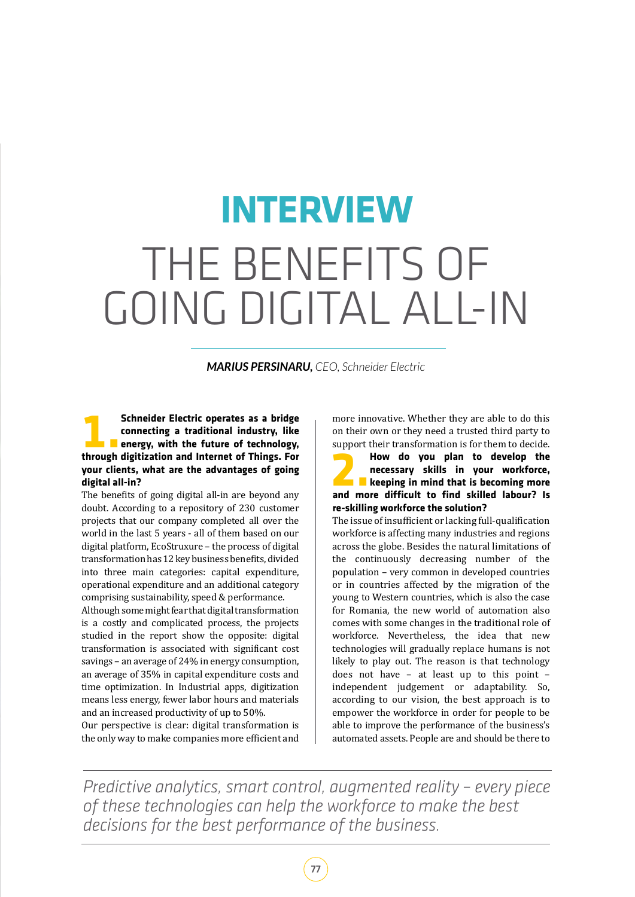# INTERVIEW

# THE BENEFITS OF GOING DIGITAL ALL-IN

***MARIUS PERSINARU,*** *CEO, Schneider Electric*

**1. Schneider Electric operates as a bridge connecting a traditional industry, like energy, with the future of technology, through digitization and Internet of Things. For your clients, what are the advantages of going digital all-in?**

The benefits of going digital all-in are beyond any doubt. According to a repository of 230 customer projects that our company completed all over the world in the last 5 years - all of them based on our digital platform, EcoStruxure – the process of digital transformation has 12 key business benefits, divided into three main categories: capital expenditure, operational expenditure and an additional category comprising sustainability, speed & performance.

Although some might fear that digital transformation is a costly and complicated process, the projects studied in the report show the opposite: digital transformation is associated with significant cost savings – an average of 24% in energy consumption, an average of 35% in capital expenditure costs and time optimization. In Industrial apps, digitization means less energy, fewer labor hours and materials and an increased productivity of up to 50%.

Our perspective is clear: digital transformation is the only way to make companies more efficient and more innovative. Whether they are able to do this on their own or they need a trusted third party to support their transformation is for them to decide.

**2. How do you plan to develop the necessary skills in your workforce, keeping in mind that is becoming more and more difficult to find skilled labour? Is re-skilling workforce the solution?**

The issue of insufficient or lacking full-qualification workforce is affecting many industries and regions across the globe. Besides the natural limitations of the continuously decreasing number of the population – very common in developed countries or in countries affected by the migration of the young to Western countries, which is also the case for Romania, the new world of automation also comes with some changes in the traditional role of workforce. Nevertheless, the idea that new technologies will gradually replace humans is not likely to play out. The reason is that technology does not have – at least up to this point – independent judgement or adaptability. So, according to our vision, the best approach is to empower the workforce in order for people to be able to improve the performance of the business's automated assets. People are and should be there to

*Predictive analytics, smart control, augmented reality – every piece of these technologies can help the workforce to make the best decisions for the best performance of the business.*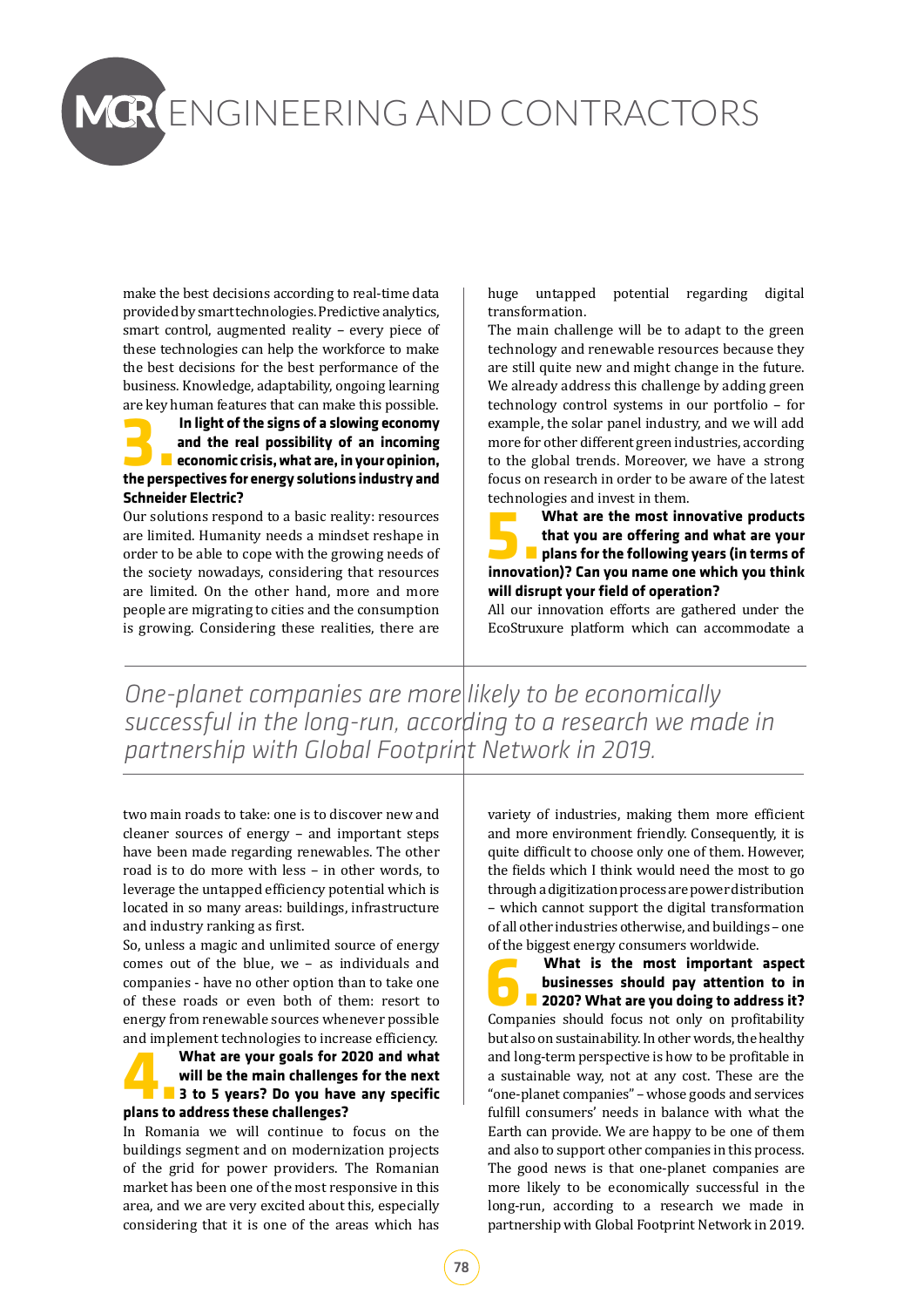make the best decisions according to real-time data provided by smart technologies. Predictive analytics, smart control, augmented reality – every piece of these technologies can help the workforce to make the best decisions for the best performance of the business. Knowledge, adaptability, ongoing learning are key human features that can make this possible.

**3. In light of the signs of a slowing economy and the real possibility of an incoming economic crisis, what are, in your opinion, the perspectives for energy solutions industry and Schneider Electric?**

Our solutions respond to a basic reality: resources are limited. Humanity needs a mindset reshape in order to be able to cope with the growing needs of the society nowadays, considering that resources are limited. On the other hand, more and more people are migrating to cities and the consumption is growing. Considering these realities, there are two main roads to take: one is to discover new and cleaner sources of energy – and important steps have been made regarding renewables. The other road is to do more with less – in other words, to leverage the untapped efficiency potential which is located in so many areas: buildings, infrastructure and industry ranking as first.

So, unless a magic and unlimited source of energy comes out of the blue, we – as individuals and companies - have no other option than to take one of these roads or even both of them: resort to energy from renewable sources whenever possible and implement technologies to increase efficiency.

**4. What are your goals for 2020 and what will be the main challenges for the next 3 to 5 years? Do you have any specific plans to address these challenges?**

In Romania we will continue to focus on the buildings segment and on modernization projects of the grid for power providers. The Romanian market has been one of the most responsive in this area, and we are very excited about this, especially considering that it is one of the areas which has huge untapped potential regarding digital transformation.

The main challenge will be to adapt to the green technology and renewable resources because they are still quite new and might change in the future. We already address this challenge by adding green technology control systems in our portfolio – for example, the solar panel industry, and we will add more for other different green industries, according to the global trends. Moreover, we have a strong focus on research in order to be aware of the latest technologies and invest in them.

**5. What are the most innovative products that you are offering and what are your plans for the following years (in terms of innovation)? Can you name one which you think will disrupt your field of operation?**

All our innovation efforts are gathered under the EcoStruxure platform which can accommodate a variety of industries, making them more efficient and more environment friendly. Consequently, it is quite difficult to choose only one of them. However, the fields which I think would need the most to go through a digitization process are power distribution – which cannot support the digital transformation of all other industries otherwise, and buildings – one of the biggest energy consumers worldwide.

*One-planet companies are more likely to be economically successful in the long-run, according to a research we made in partnership with Global Footprint Network in 2019.*

**6. What is the most important aspect businesses should pay attention to in 2020? What are you doing to address it?**

Companies should focus not only on profitability but also on sustainability. In other words, the healthy and long-term perspective is how to be profitable in a sustainable way, not at any cost. These are the "one-planet companies" – whose goods and services fulfill consumers' needs in balance with what the Earth can provide. We are happy to be one of them and also to support other companies in this process. The good news is that one-planet companies are more likely to be economically successful in the long-run, according to a research we made in partnership with Global Footprint Network in 2019.